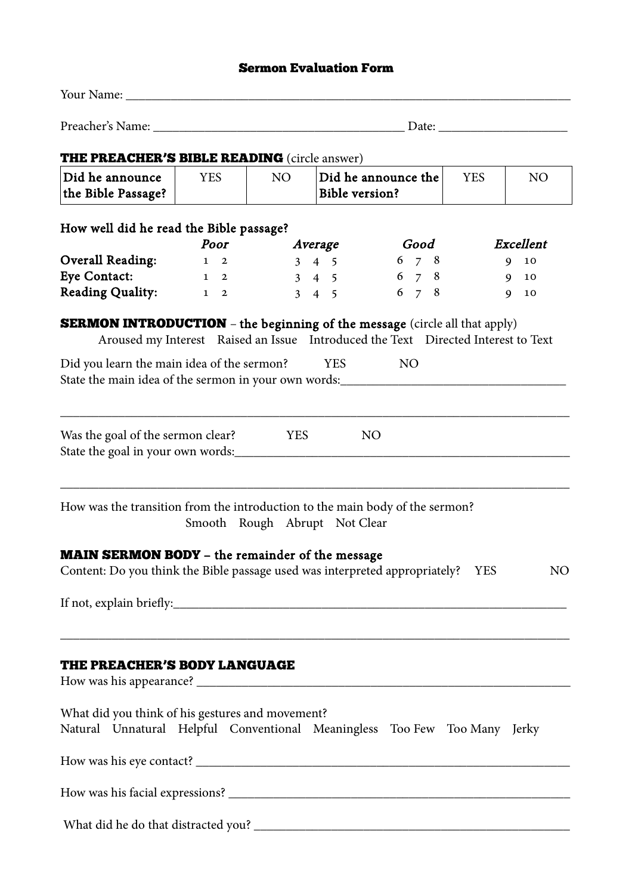# Sermon Evaluation Form

Your Name: ______________________________________________________________________

Preacher's Name: ____________________________________ Date: __________________

## THE PREACHER'S BIBLE READING (circle answer)

| Did he announce the Bible Passage? | YES | NO | Did he announce the Bible version? | YES | NO |
|---|---|---|---|---|---|

**How well did he read the Bible passage?**

| | *Poor* | *Average* | *Good* | *Excellent* |
|---|---|---|---|---|
| **Overall Reading:** | 1 2 | 3 4 5 | 6 7 8 | 9 10 |
| **Eye Contact:** | 1 2 | 3 4 5 | 6 7 8 | 9 10 |
| **Reading Quality:** | 1 2 | 3 4 5 | 6 7 8 | 9 10 |

## SERMON INTRODUCTION – the beginning of the message (circle all that apply)

Aroused my Interest   Raised an Issue   Introduced the Text   Directed Interest to Text

Did you learn the main idea of the sermon?   YES   NO

State the main idea of the sermon in your own words:___________________________________

______________________________________________________________________________

Was the goal of the sermon clear?   YES   NO

State the goal in your own words:__________________________________________________

______________________________________________________________________________

How was the transition from the introduction to the main body of the sermon?

Smooth   Rough   Abrupt   Not Clear

## MAIN SERMON BODY – the remainder of the message

Content: Do you think the Bible passage used was interpreted appropriately?   YES   NO

If not, explain briefly:_________________________________________________________

______________________________________________________________________________

## THE PREACHER'S BODY LANGUAGE

How was his appearance? _______________________________________________________

What did you think of his gestures and movement?

Natural   Unnatural   Helpful   Conventional   Meaningless   Too Few   Too Many   Jerky

How was his eye contact? _______________________________________________________

How was his facial expressions? _________________________________________________

What did he do that distracted you? ______________________________________________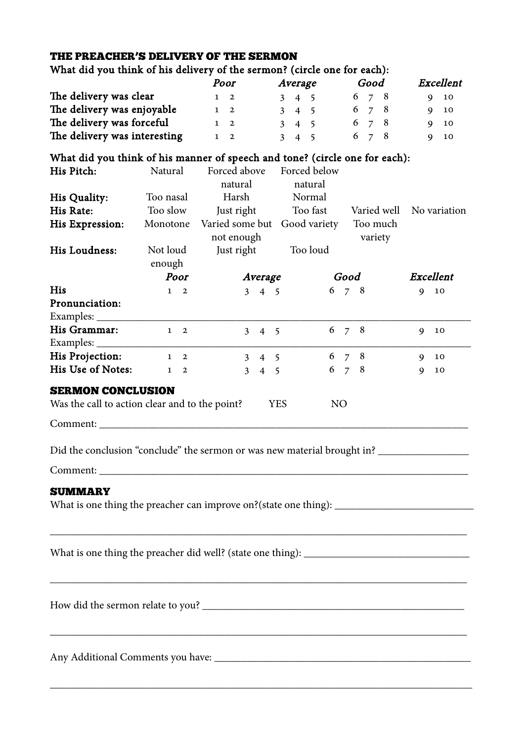## THE PREACHER'S DELIVERY OF THE SERMON

**What did you think of his delivery of the sermon? (circle one for each):**

| | *Poor* | *Average* | *Good* | *Excellent* |
|---|---|---|---|---|
| **The delivery was clear** | 1 2 | 3 4 5 | 6 7 8 | 9 10 |
| **The delivery was enjoyable** | 1 2 | 3 4 5 | 6 7 8 | 9 10 |
| **The delivery was forceful** | 1 2 | 3 4 5 | 6 7 8 | 9 10 |
| **The delivery was interesting** | 1 2 | 3 4 5 | 6 7 8 | 9 10 |

**What did you think of his manner of speech and tone? (circle one for each):**

| | | | | | |
|---|---|---|---|---|---|
| **His Pitch:** | Natural | Forced above natural | Forced below natural | | |
| **His Quality:** | Too nasal | Harsh | Normal | | |
| **His Rate:** | Too slow | Just right | Too fast | Varied well | No variation |
| **His Expression:** | Monotone | Varied some but not enough | Good variety | Too much variety | |
| **His Loudness:** | Not loud enough | Just right | Too loud | | |

| | *Poor* | *Average* | *Good* | *Excellent* |
|---|---|---|---|---|
| **His Pronunciation:** | 1 2 | 3 4 5 | 6 7 8 | 9 10 |

Examples: ____________________________________________

| | *Poor* | *Average* | *Good* | *Excellent* |
|---|---|---|---|---|
| **His Grammar:** | 1 2 | 3 4 5 | 6 7 8 | 9 10 |

Examples: ____________________________________________

| | *Poor* | *Average* | *Good* | *Excellent* |
|---|---|---|---|---|
| **His Projection:** | 1 2 | 3 4 5 | 6 7 8 | 9 10 |
| **His Use of Notes:** | 1 2 | 3 4 5 | 6 7 8 | 9 10 |

## SERMON CONCLUSION

Was the call to action clear and to the point? YES NO

Comment: ____________________________________________

Did the conclusion "conclude" the sermon or was new material brought in? ________________

Comment: ____________________________________________

## SUMMARY

What is one thing the preacher can improve on?(state one thing): ________________________

____________________________________________

What is one thing the preacher did well? (state one thing): ____________________________

____________________________________________

How did the sermon relate to you? ____________________________________________

____________________________________________

Any Additional Comments you have: ____________________________________________

____________________________________________